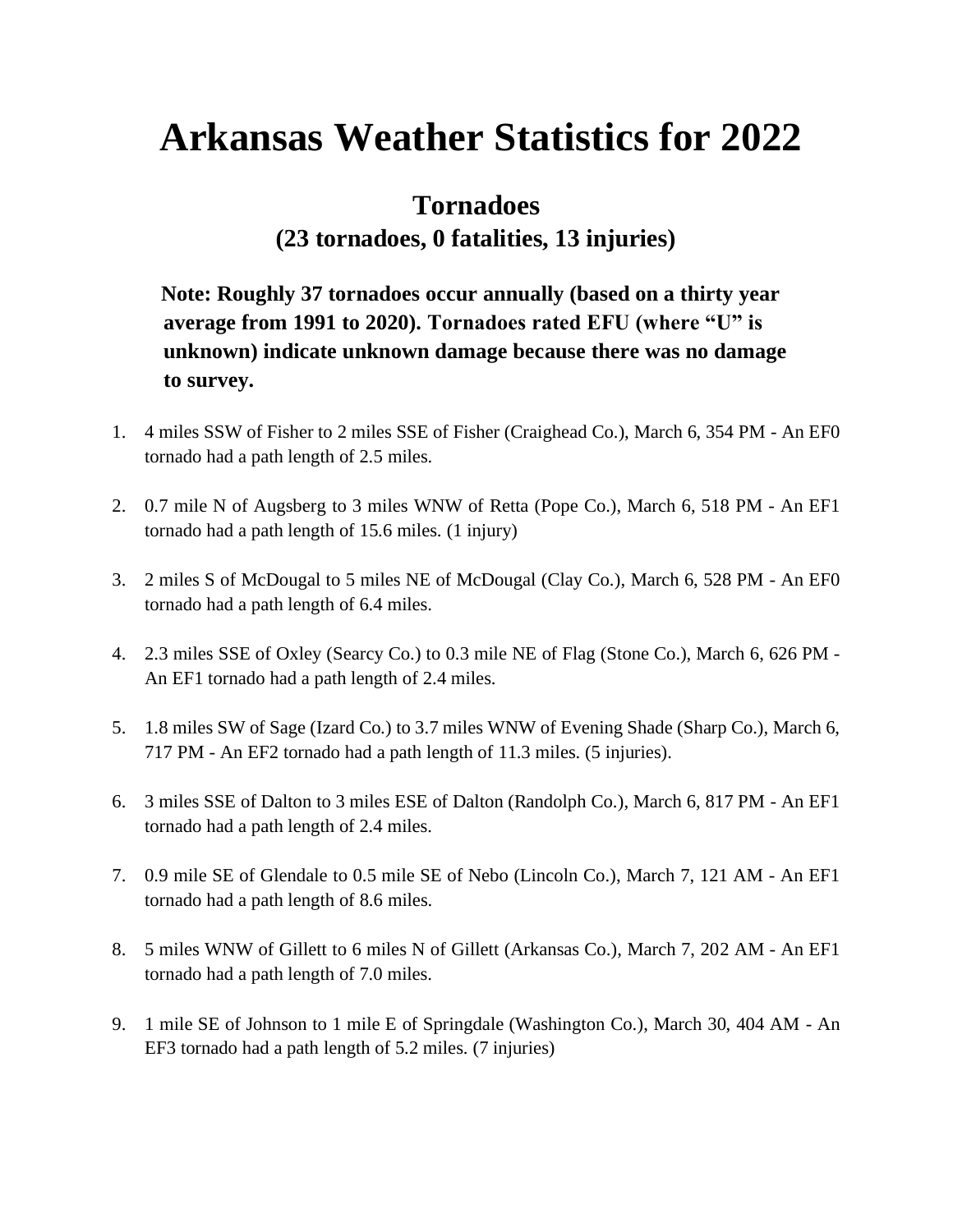# Arkansas Weather Statistics for 2022

## Tornadoes

### (23 tornadoes, 0 fatalities, 13 injuries)

**Note: Roughly 37 tornadoes occur annually (based on a thirty year average from 1991 to 2020). Tornadoes rated EFU (where "U" is unknown) indicate unknown damage because there was no damage to survey.**

1. 4 miles SSW of Fisher to 2 miles SSE of Fisher (Craighead Co.), March 6, 354 PM - An EF0 tornado had a path length of 2.5 miles.
2. 0.7 mile N of Augsberg to 3 miles WNW of Retta (Pope Co.), March 6, 518 PM - An EF1 tornado had a path length of 15.6 miles. (1 injury)
3. 2 miles S of McDougal to 5 miles NE of McDougal (Clay Co.), March 6, 528 PM - An EF0 tornado had a path length of 6.4 miles.
4. 2.3 miles SSE of Oxley (Searcy Co.) to 0.3 mile NE of Flag (Stone Co.), March 6, 626 PM - An EF1 tornado had a path length of 2.4 miles.
5. 1.8 miles SW of Sage (Izard Co.) to 3.7 miles WNW of Evening Shade (Sharp Co.), March 6, 717 PM - An EF2 tornado had a path length of 11.3 miles. (5 injuries).
6. 3 miles SSE of Dalton to 3 miles ESE of Dalton (Randolph Co.), March 6, 817 PM - An EF1 tornado had a path length of 2.4 miles.
7. 0.9 mile SE of Glendale to 0.5 mile SE of Nebo (Lincoln Co.), March 7, 121 AM - An EF1 tornado had a path length of 8.6 miles.
8. 5 miles WNW of Gillett to 6 miles N of Gillett (Arkansas Co.), March 7, 202 AM - An EF1 tornado had a path length of 7.0 miles.
9. 1 mile SE of Johnson to 1 mile E of Springdale (Washington Co.), March 30, 404 AM - An EF3 tornado had a path length of 5.2 miles. (7 injuries)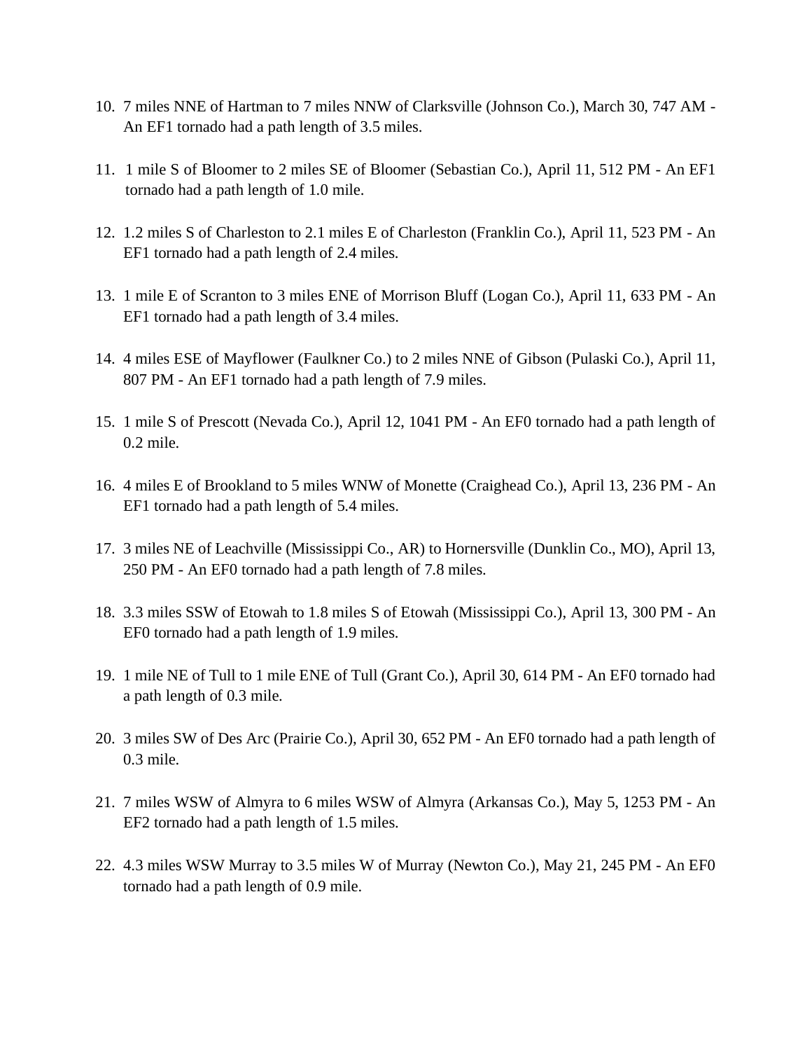10. 7 miles NNE of Hartman to 7 miles NNW of Clarksville (Johnson Co.), March 30, 747 AM - An EF1 tornado had a path length of 3.5 miles.

11. 1 mile S of Bloomer to 2 miles SE of Bloomer (Sebastian Co.), April 11, 512 PM - An EF1 tornado had a path length of 1.0 mile.

12. 1.2 miles S of Charleston to 2.1 miles E of Charleston (Franklin Co.), April 11, 523 PM - An EF1 tornado had a path length of 2.4 miles.

13. 1 mile E of Scranton to 3 miles ENE of Morrison Bluff (Logan Co.), April 11, 633 PM - An EF1 tornado had a path length of 3.4 miles.

14. 4 miles ESE of Mayflower (Faulkner Co.) to 2 miles NNE of Gibson (Pulaski Co.), April 11, 807 PM - An EF1 tornado had a path length of 7.9 miles.

15. 1 mile S of Prescott (Nevada Co.), April 12, 1041 PM - An EF0 tornado had a path length of 0.2 mile.

16. 4 miles E of Brookland to 5 miles WNW of Monette (Craighead Co.), April 13, 236 PM - An EF1 tornado had a path length of 5.4 miles.

17. 3 miles NE of Leachville (Mississippi Co., AR) to Hornersville (Dunklin Co., MO), April 13, 250 PM - An EF0 tornado had a path length of 7.8 miles.

18. 3.3 miles SSW of Etowah to 1.8 miles S of Etowah (Mississippi Co.), April 13, 300 PM - An EF0 tornado had a path length of 1.9 miles.

19. 1 mile NE of Tull to 1 mile ENE of Tull (Grant Co.), April 30, 614 PM - An EF0 tornado had a path length of 0.3 mile.

20. 3 miles SW of Des Arc (Prairie Co.), April 30, 652 PM - An EF0 tornado had a path length of 0.3 mile.

21. 7 miles WSW of Almyra to 6 miles WSW of Almyra (Arkansas Co.), May 5, 1253 PM - An EF2 tornado had a path length of 1.5 miles.

22. 4.3 miles WSW Murray to 3.5 miles W of Murray (Newton Co.), May 21, 245 PM - An EF0 tornado had a path length of 0.9 mile.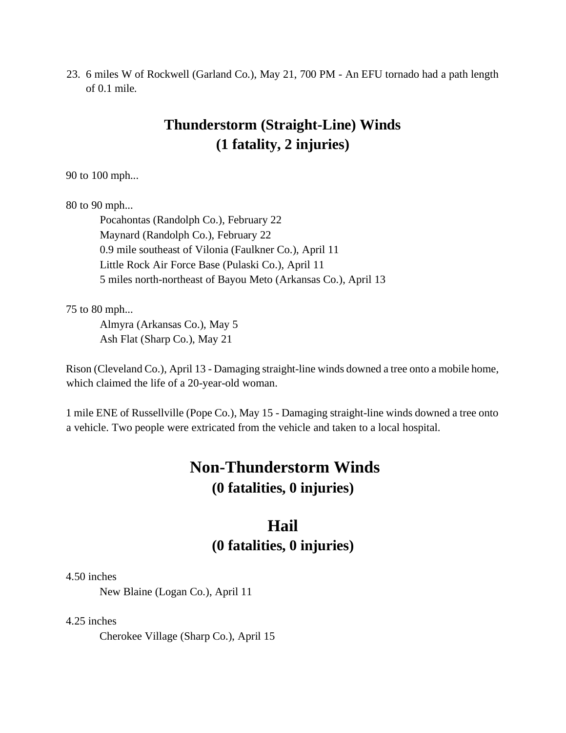23. 6 miles W of Rockwell (Garland Co.), May 21, 700 PM - An EFU tornado had a path length of 0.1 mile.

## Thunderstorm (Straight-Line) Winds
## (1 fatality, 2 injuries)

90 to 100 mph...

80 to 90 mph...

- Pocahontas (Randolph Co.), February 22
- Maynard (Randolph Co.), February 22
- 0.9 mile southeast of Vilonia (Faulkner Co.), April 11
- Little Rock Air Force Base (Pulaski Co.), April 11
- 5 miles north-northeast of Bayou Meto (Arkansas Co.), April 13

75 to 80 mph...

- Almyra (Arkansas Co.), May 5
- Ash Flat (Sharp Co.), May 21

Rison (Cleveland Co.), April 13 - Damaging straight-line winds downed a tree onto a mobile home, which claimed the life of a 20-year-old woman.

1 mile ENE of Russellville (Pope Co.), May 15 - Damaging straight-line winds downed a tree onto a vehicle. Two people were extricated from the vehicle and taken to a local hospital.

## Non-Thunderstorm Winds
## (0 fatalities, 0 injuries)

## Hail
## (0 fatalities, 0 injuries)

4.50 inches

- New Blaine (Logan Co.), April 11

4.25 inches

- Cherokee Village (Sharp Co.), April 15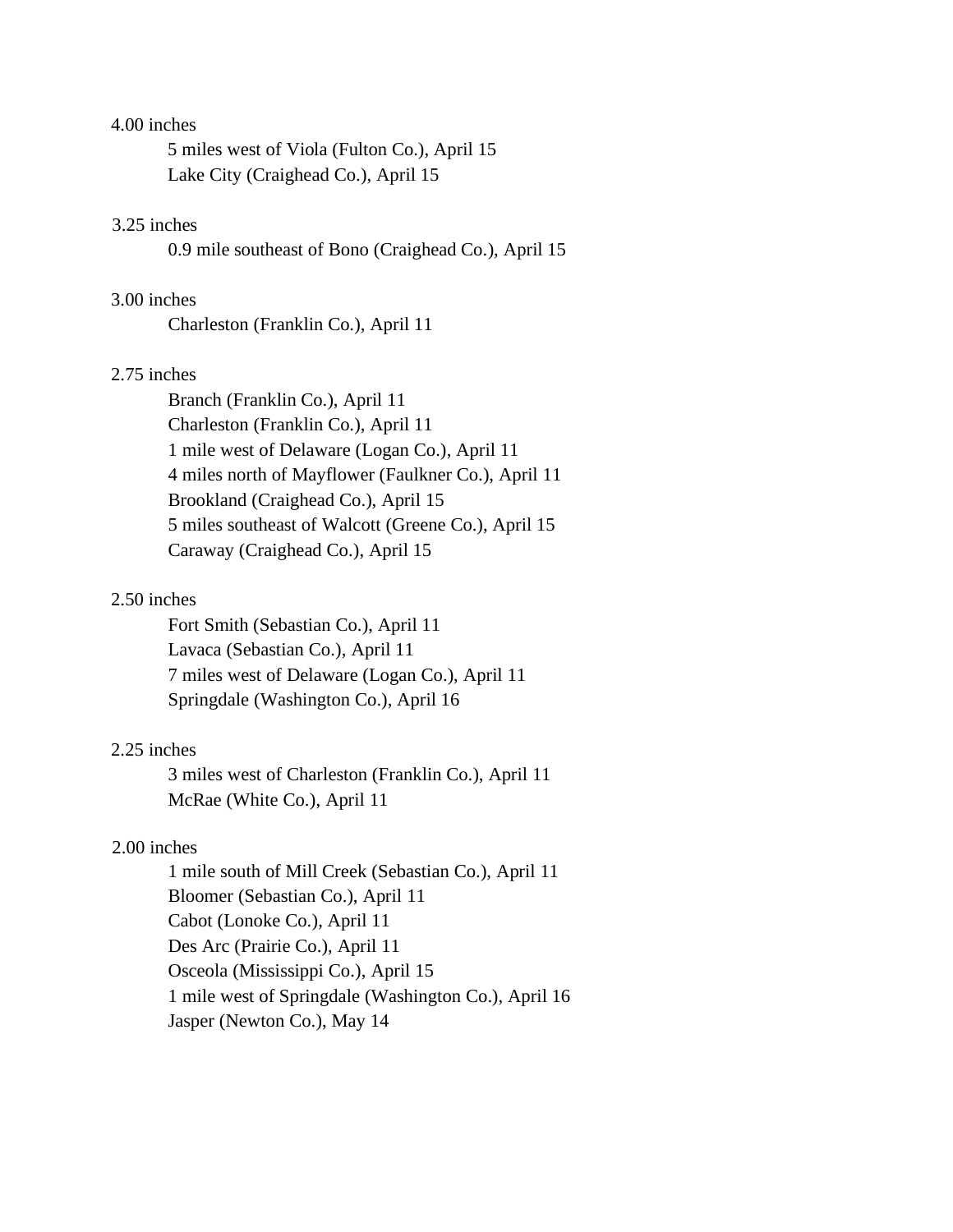4.00 inches

- 5 miles west of Viola (Fulton Co.), April 15
- Lake City (Craighead Co.), April 15

3.25 inches

- 0.9 mile southeast of Bono (Craighead Co.), April 15

3.00 inches

- Charleston (Franklin Co.), April 11

2.75 inches

- Branch (Franklin Co.), April 11
- Charleston (Franklin Co.), April 11
- 1 mile west of Delaware (Logan Co.), April 11
- 4 miles north of Mayflower (Faulkner Co.), April 11
- Brookland (Craighead Co.), April 15
- 5 miles southeast of Walcott (Greene Co.), April 15
- Caraway (Craighead Co.), April 15

2.50 inches

- Fort Smith (Sebastian Co.), April 11
- Lavaca (Sebastian Co.), April 11
- 7 miles west of Delaware (Logan Co.), April 11
- Springdale (Washington Co.), April 16

2.25 inches

- 3 miles west of Charleston (Franklin Co.), April 11
- McRae (White Co.), April 11

2.00 inches

- 1 mile south of Mill Creek (Sebastian Co.), April 11
- Bloomer (Sebastian Co.), April 11
- Cabot (Lonoke Co.), April 11
- Des Arc (Prairie Co.), April 11
- Osceola (Mississippi Co.), April 15
- 1 mile west of Springdale (Washington Co.), April 16
- Jasper (Newton Co.), May 14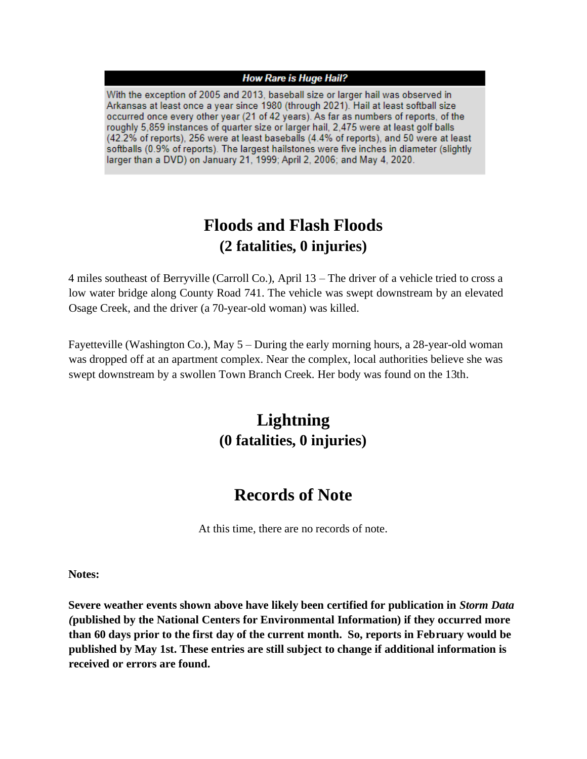**How Rare is Huge Hail?**

With the exception of 2005 and 2013, baseball size or larger hail was observed in Arkansas at least once a year since 1980 (through 2021). Hail at least softball size occurred once every other year (21 of 42 years). As far as numbers of reports, of the roughly 5,859 instances of quarter size or larger hail, 2,475 were at least golf balls (42.2% of reports), 256 were at least baseballs (4.4% of reports), and 50 were at least softballs (0.9% of reports). The largest hailstones were five inches in diameter (slightly larger than a DVD) on January 21, 1999; April 2, 2006; and May 4, 2020.

## Floods and Flash Floods
### (2 fatalities, 0 injuries)

4 miles southeast of Berryville (Carroll Co.), April 13 – The driver of a vehicle tried to cross a low water bridge along County Road 741. The vehicle was swept downstream by an elevated Osage Creek, and the driver (a 70-year-old woman) was killed.

Fayetteville (Washington Co.), May 5 – During the early morning hours, a 28-year-old woman was dropped off at an apartment complex. Near the complex, local authorities believe she was swept downstream by a swollen Town Branch Creek. Her body was found on the 13th.

## Lightning
### (0 fatalities, 0 injuries)

## Records of Note

At this time, there are no records of note.

**Notes:**

**Severe weather events shown above have likely been certified for publication in *Storm Data (*published by the National Centers for Environmental Information) if they occurred more than 60 days prior to the first day of the current month. So, reports in February would be published by May 1st. These entries are still subject to change if additional information is received or errors are found.**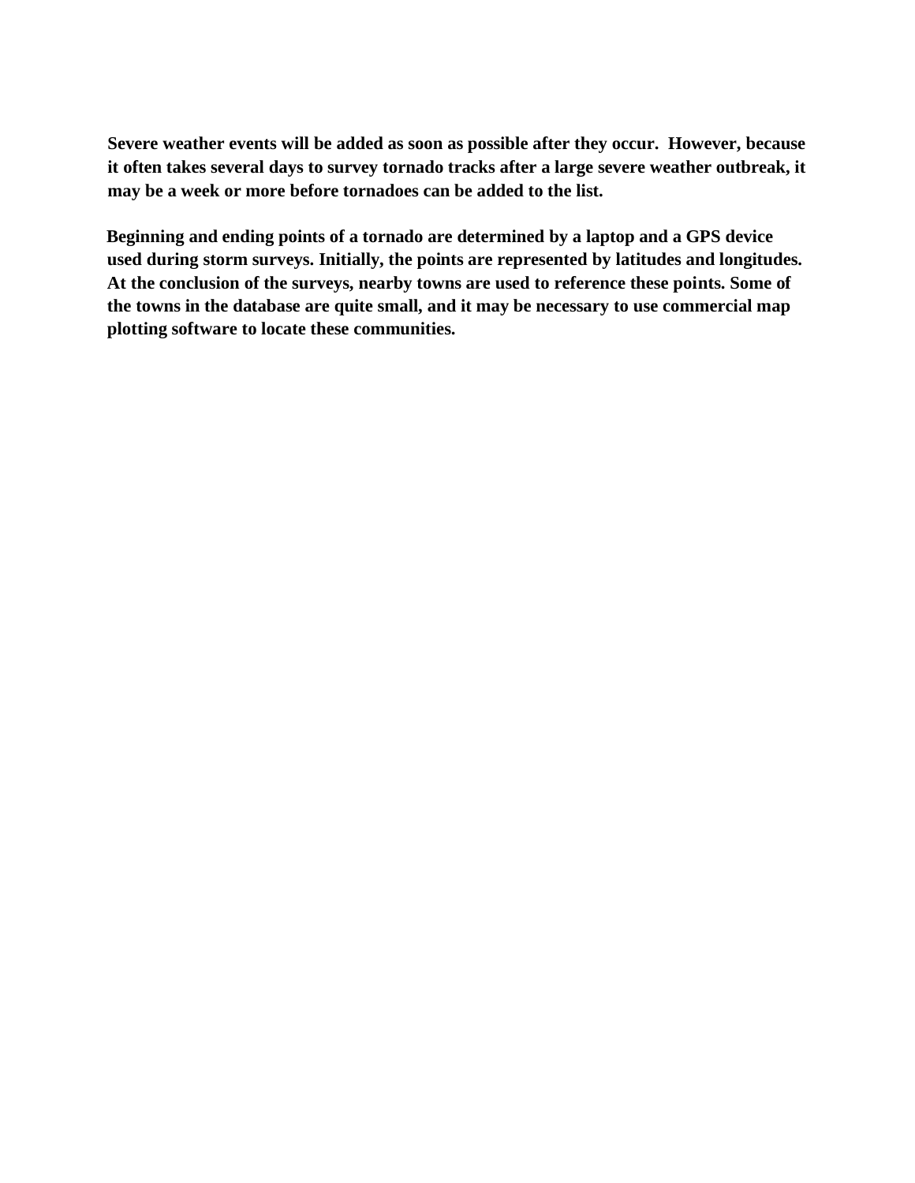**Severe weather events will be added as soon as possible after they occur. However, because it often takes several days to survey tornado tracks after a large severe weather outbreak, it may be a week or more before tornadoes can be added to the list.**

**Beginning and ending points of a tornado are determined by a laptop and a GPS device used during storm surveys. Initially, the points are represented by latitudes and longitudes. At the conclusion of the surveys, nearby towns are used to reference these points. Some of the towns in the database are quite small, and it may be necessary to use commercial map plotting software to locate these communities.**